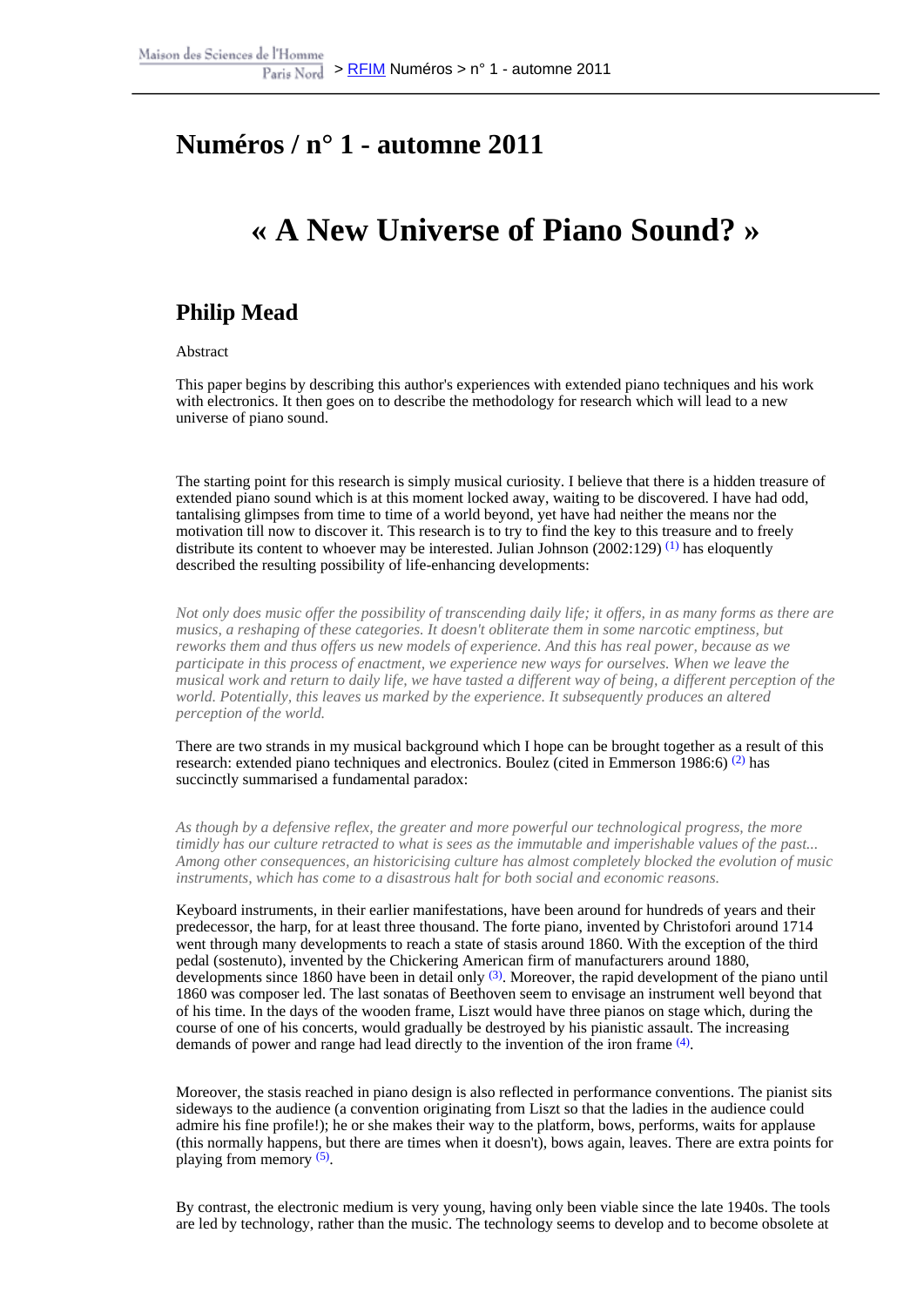# Numéros / n° 1 - automne 2011

# « A New Universe of Piano Sound? »

## Philip Mead

Abstract

This paper begins by describing this author's experiences with extended piano techniques and his work with electronics. It then goes on to describe the methodology for research which will lead to a new universe of piano sound.

The starting point for this research is simply musical curiosity. I believe that there is a hidden treasure of extended piano sound which is at this moment locked away, waiting to be discovered. I have had odd, tantalising glimpses from time to time of a world beyond, yet have had neither the means nor the motivation till now to discover it. This research is to try to find the key to this treasure and to freely distribute its content to whoever may be interested. Julian Johnson (2002:129) [(1)] has eloquently described the resulting possibility of life-enhancing developments:

*Not only does music offer the possibility of transcending daily life; it offers, in as many forms as there are musics, a reshaping of these categories. It doesn't obliterate them in some narcotic emptiness, but reworks them and thus offers us new models of experience. And this has real power, because as we participate in this process of enactment, we experience new ways for ourselves. When we leave the musical work and return to daily life, we have tasted a different way of being, a different perception of the world. Potentially, this leaves us marked by the experience. It subsequently produces an altered perception of the world.*

There are two strands in my musical background which I hope can be brought together as a result of this research: extended piano techniques and electronics. Boulez (cited in Emmerson 1986:6) [(2)] has succinctly summarised a fundamental paradox:

*As though by a defensive reflex, the greater and more powerful our technological progress, the more timidly has our culture retracted to what is sees as the immutable and imperishable values of the past... Among other consequences, an historicising culture has almost completely blocked the evolution of music instruments, which has come to a disastrous halt for both social and economic reasons.*

Keyboard instruments, in their earlier manifestations, have been around for hundreds of years and their predecessor, the harp, for at least three thousand. The forte piano, invented by Christofori around 1714 went through many developments to reach a state of stasis around 1860. With the exception of the third pedal (sostenuto), invented by the Chickering American firm of manufacturers around 1880, developments since 1860 have been in detail only [(3)]. Moreover, the rapid development of the piano until 1860 was composer led. The last sonatas of Beethoven seem to envisage an instrument well beyond that of his time. In the days of the wooden frame, Liszt would have three pianos on stage which, during the course of one of his concerts, would gradually be destroyed by his pianistic assault. The increasing demands of power and range had lead directly to the invention of the iron frame [(4)].

Moreover, the stasis reached in piano design is also reflected in performance conventions. The pianist sits sideways to the audience (a convention originating from Liszt so that the ladies in the audience could admire his fine profile!); he or she makes their way to the platform, bows, performs, waits for applause (this normally happens, but there are times when it doesn't), bows again, leaves. There are extra points for playing from memory [(5)].

By contrast, the electronic medium is very young, having only been viable since the late 1940s. The tools are led by technology, rather than the music. The technology seems to develop and to become obsolete at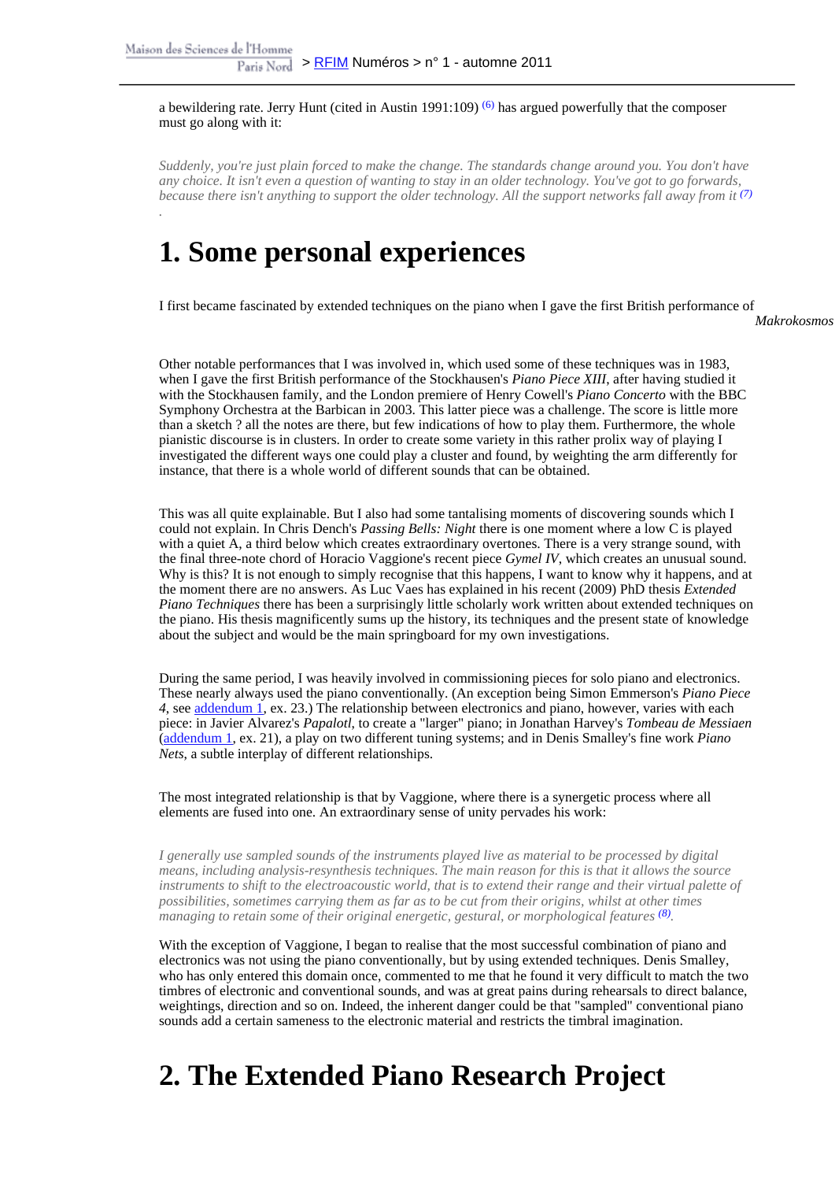a bewildering rate. Jerry Hunt (cited in Austin 1991:109) [(6)] has argued powerfully that the composer must go along with it:

> *Suddenly, you're just plain forced to make the change. The standards change around you. You don't have any choice. It isn't even a question of wanting to stay in an older technology. You've got to go forwards, because there isn't anything to support the older technology. All the support networks fall away from it* [(7)].

# 1. Some personal experiences

I first became fascinated by extended techniques on the piano when I gave the first British performance of *Makrokosmos*

Other notable performances that I was involved in, which used some of these techniques was in 1983, when I gave the first British performance of the Stockhausen's *Piano Piece XIII*, after having studied it with the Stockhausen family, and the London premiere of Henry Cowell's *Piano Concerto* with the BBC Symphony Orchestra at the Barbican in 2003. This latter piece was a challenge. The score is little more than a sketch ? all the notes are there, but few indications of how to play them. Furthermore, the whole pianistic discourse is in clusters. In order to create some variety in this rather prolix way of playing I investigated the different ways one could play a cluster and found, by weighting the arm differently for instance, that there is a whole world of different sounds that can be obtained.

This was all quite explainable. But I also had some tantalising moments of discovering sounds which I could not explain. In Chris Dench's *Passing Bells: Night* there is one moment where a low C is played with a quiet A, a third below which creates extraordinary overtones. There is a very strange sound, with the final three-note chord of Horacio Vaggione's recent piece *Gymel IV*, which creates an unusual sound. Why is this? It is not enough to simply recognise that this happens, I want to know why it happens, and at the moment there are no answers. As Luc Vaes has explained in his recent (2009) PhD thesis *Extended Piano Techniques* there has been a surprisingly little scholarly work written about extended techniques on the piano. His thesis magnificently sums up the history, its techniques and the present state of knowledge about the subject and would be the main springboard for my own investigations.

During the same period, I was heavily involved in commissioning pieces for solo piano and electronics. These nearly always used the piano conventionally. (An exception being Simon Emmerson's *Piano Piece 4*, see addendum 1, ex. 23.) The relationship between electronics and piano, however, varies with each piece: in Javier Alvarez's *Papalotl*, to create a "larger" piano; in Jonathan Harvey's *Tombeau de Messiaen* (addendum 1, ex. 21), a play on two different tuning systems; and in Denis Smalley's fine work *Piano Nets*, a subtle interplay of different relationships.

The most integrated relationship is that by Vaggione, where there is a synergetic process where all elements are fused into one. An extraordinary sense of unity pervades his work:

> *I generally use sampled sounds of the instruments played live as material to be processed by digital means, including analysis-resynthesis techniques. The main reason for this is that it allows the source instruments to shift to the electroacoustic world, that is to extend their range and their virtual palette of possibilities, sometimes carrying them as far as to be cut from their origins, whilst at other times managing to retain some of their original energetic, gestural, or morphological features* [(8)].

With the exception of Vaggione, I began to realise that the most successful combination of piano and electronics was not using the piano conventionally, but by using extended techniques. Denis Smalley, who has only entered this domain once, commented to me that he found it very difficult to match the two timbres of electronic and conventional sounds, and was at great pains during rehearsals to direct balance, weightings, direction and so on. Indeed, the inherent danger could be that "sampled" conventional piano sounds add a certain sameness to the electronic material and restricts the timbral imagination.

# 2. The Extended Piano Research Project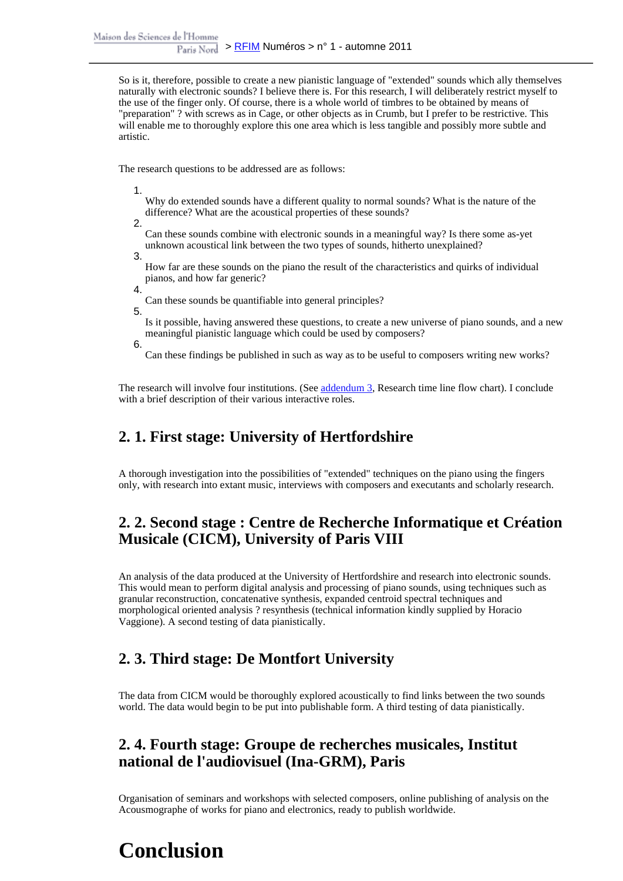So is it, therefore, possible to create a new pianistic language of "extended" sounds which ally themselves naturally with electronic sounds? I believe there is. For this research, I will deliberately restrict myself to the use of the finger only. Of course, there is a whole world of timbres to be obtained by means of "preparation" ? with screws as in Cage, or other objects as in Crumb, but I prefer to be restrictive. This will enable me to thoroughly explore this one area which is less tangible and possibly more subtle and artistic.

The research questions to be addressed are as follows:

1. Why do extended sounds have a different quality to normal sounds? What is the nature of the difference? What are the acoustical properties of these sounds?
2. Can these sounds combine with electronic sounds in a meaningful way? Is there some as-yet unknown acoustical link between the two types of sounds, hitherto unexplained?
3. How far are these sounds on the piano the result of the characteristics and quirks of individual pianos, and how far generic?
4. Can these sounds be quantifiable into general principles?
5. Is it possible, having answered these questions, to create a new universe of piano sounds, and a new meaningful pianistic language which could be used by composers?
6. Can these findings be published in such as way as to be useful to composers writing new works?

The research will involve four institutions. (See addendum 3, Research time line flow chart). I conclude with a brief description of their various interactive roles.

## 2. 1. First stage: University of Hertfordshire

A thorough investigation into the possibilities of "extended" techniques on the piano using the fingers only, with research into extant music, interviews with composers and executants and scholarly research.

## 2. 2. Second stage : Centre de Recherche Informatique et Création Musicale (CICM), University of Paris VIII

An analysis of the data produced at the University of Hertfordshire and research into electronic sounds. This would mean to perform digital analysis and processing of piano sounds, using techniques such as granular reconstruction, concatenative synthesis, expanded centroid spectral techniques and morphological oriented analysis ? resynthesis (technical information kindly supplied by Horacio Vaggione). A second testing of data pianistically.

## 2. 3. Third stage: De Montfort University

The data from CICM would be thoroughly explored acoustically to find links between the two sounds world. The data would begin to be put into publishable form. A third testing of data pianistically.

## 2. 4. Fourth stage: Groupe de recherches musicales, Institut national de l'audiovisuel (Ina-GRM), Paris

Organisation of seminars and workshops with selected composers, online publishing of analysis on the Acousmographe of works for piano and electronics, ready to publish worldwide.

# Conclusion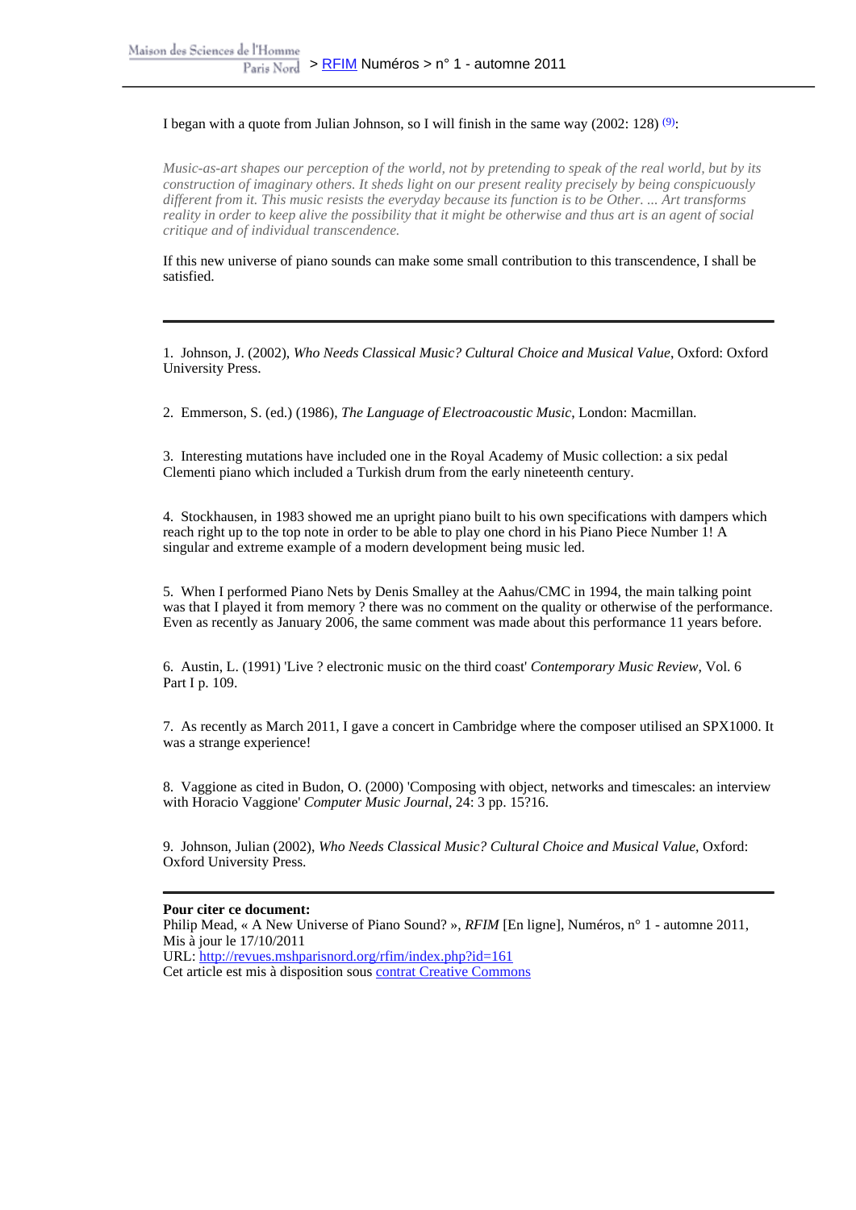I began with a quote from Julian Johnson, so I will finish in the same way (2002: 128) [(9)]:

*Music-as-art shapes our perception of the world, not by pretending to speak of the real world, but by its construction of imaginary others. It sheds light on our present reality precisely by being conspicuously different from it. This music resists the everyday because its function is to be Other. ... Art transforms reality in order to keep alive the possibility that it might be otherwise and thus art is an agent of social critique and of individual transcendence.*

If this new universe of piano sounds can make some small contribution to this transcendence, I shall be satisfied.

---

1. Johnson, J. (2002), *Who Needs Classical Music? Cultural Choice and Musical Value*, Oxford: Oxford University Press.

2. Emmerson, S. (ed.) (1986), *The Language of Electroacoustic Music*, London: Macmillan.

3. Interesting mutations have included one in the Royal Academy of Music collection: a six pedal Clementi piano which included a Turkish drum from the early nineteenth century.

4. Stockhausen, in 1983 showed me an upright piano built to his own specifications with dampers which reach right up to the top note in order to be able to play one chord in his Piano Piece Number 1! A singular and extreme example of a modern development being music led.

5. When I performed Piano Nets by Denis Smalley at the Aahus/CMC in 1994, the main talking point was that I played it from memory ? there was no comment on the quality or otherwise of the performance. Even as recently as January 2006, the same comment was made about this performance 11 years before.

6. Austin, L. (1991) 'Live ? electronic music on the third coast' *Contemporary Music Review*, Vol. 6 Part I p. 109.

7. As recently as March 2011, I gave a concert in Cambridge where the composer utilised an SPX1000. It was a strange experience!

8. Vaggione as cited in Budon, O. (2000) 'Composing with object, networks and timescales: an interview with Horacio Vaggione' *Computer Music Journal*, 24: 3 pp. 15?16.

9. Johnson, Julian (2002), *Who Needs Classical Music? Cultural Choice and Musical Value*, Oxford: Oxford University Press.

---

**Pour citer ce document:**
Philip Mead, « A New Universe of Piano Sound? », *RFIM* [En ligne], Numéros, n° 1 - automne 2011, Mis à jour le 17/10/2011
URL: http://revues.mshparisnord.org/rfim/index.php?id=161
Cet article est mis à disposition sous contrat Creative Commons